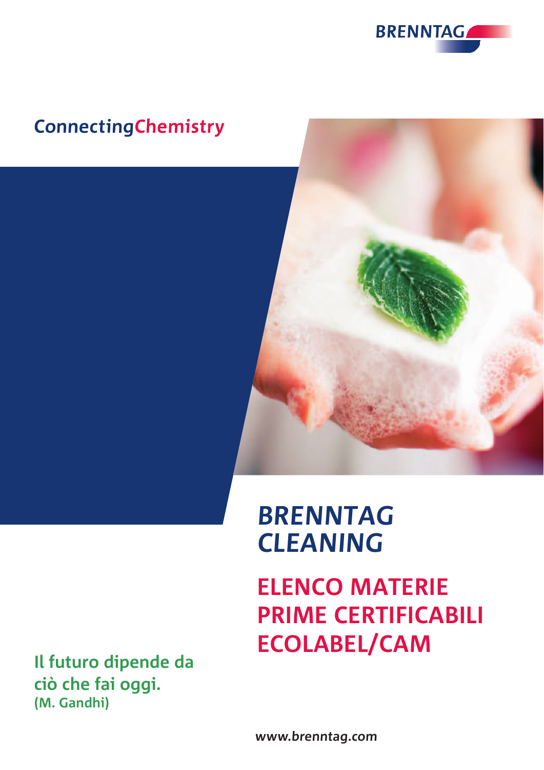BRENNTAG

**ConnectingChemistry**

# BRENNTAG CLEANING

## ELENCO MATERIE PRIME CERTIFICABILI ECOLABEL/CAM

**Il futuro dipende da ciò che fai oggi.**
**(M. Gandhi)**

***www.brenntag.com***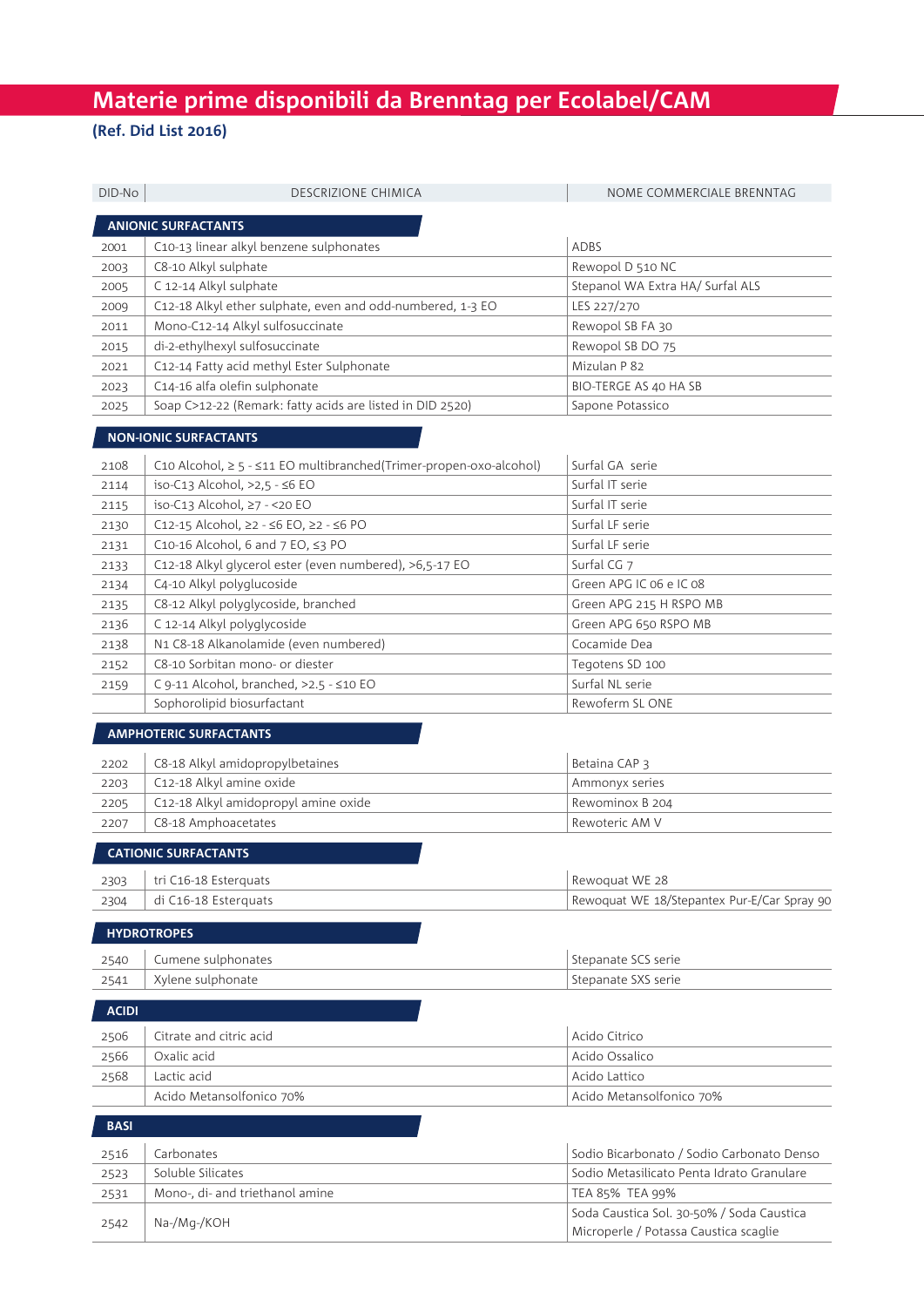# Materie prime disponibili da Brenntag per Ecolabel/CAM

**(Ref. Did List 2016)**

| DID-No | DESCRIZIONE CHIMICA | NOME COMMERCIALE BRENNTAG |
|---|---|---|
| **ANIONIC SURFACTANTS** | | |
| 2001 | C10-13 linear alkyl benzene sulphonates | ADBS |
| 2003 | C8-10 Alkyl sulphate | Rewopol D 510 NC |
| 2005 | C 12-14 Alkyl sulphate | Stepanol WA Extra HA/ Surfal ALS |
| 2009 | C12-18 Alkyl ether sulphate, even and odd-numbered, 1-3 EO | LES 227/270 |
| 2011 | Mono-C12-14 Alkyl sulfosuccinate | Rewopol SB FA 30 |
| 2015 | di-2-ethylhexyl sulfosuccinate | Rewopol SB DO 75 |
| 2021 | C12-14 Fatty acid methyl Ester Sulphonate | Mizulan P 82 |
| 2023 | C14-16 alfa olefin sulphonate | BIO-TERGE AS 40 HA SB |
| 2025 | Soap C>12-22 (Remark: fatty acids are listed in DID 2520) | Sapone Potassico |
| **NON-IONIC SURFACTANTS** | | |
| 2108 | C10 Alcohol, ≥ 5 - ≤11 EO multibranched(Trimer-propen-oxo-alcohol) | Surfal GA serie |
| 2114 | iso-C13 Alcohol, >2,5 - ≤6 EO | Surfal IT serie |
| 2115 | iso-C13 Alcohol, ≥7 - <20 EO | Surfal IT serie |
| 2130 | C12-15 Alcohol, ≥2 - ≤6 EO, ≥2 - ≤6 PO | Surfal LF serie |
| 2131 | C10-16 Alcohol, 6 and 7 EO, ≤3 PO | Surfal LF serie |
| 2133 | C12-18 Alkyl glycerol ester (even numbered), >6,5-17 EO | Surfal CG 7 |
| 2134 | C4-10 Alkyl polyglucoside | Green APG IC 06 e IC 08 |
| 2135 | C8-12 Alkyl polyglycoside, branched | Green APG 215 H RSPO MB |
| 2136 | C 12-14 Alkyl polyglycoside | Green APG 650 RSPO MB |
| 2138 | N1 C8-18 Alkanolamide (even numbered) | Cocamide Dea |
| 2152 | C8-10 Sorbitan mono- or diester | Tegotens SD 100 |
| 2159 | C 9-11 Alcohol, branched, >2.5 - ≤10 EO | Surfal NL serie |
| | Sophorolipid biosurfactant | Rewoferm SL ONE |
| **AMPHOTERIC SURFACTANTS** | | |
| 2202 | C8-18 Alkyl amidopropylbetaines | Betaina CAP 3 |
| 2203 | C12-18 Alkyl amine oxide | Ammonyx series |
| 2205 | C12-18 Alkyl amidopropyl amine oxide | Rewominox B 204 |
| 2207 | C8-18 Amphoacetates | Rewoteric AM V |
| **CATIONIC SURFACTANTS** | | |
| 2303 | tri C16-18 Esterquats | Rewoquat WE 28 |
| 2304 | di C16-18 Esterquats | Rewoquat WE 18/Stepantex Pur-E/Car Spray 90 |
| **HYDROTROPES** | | |
| 2540 | Cumene sulphonates | Stepanate SCS serie |
| 2541 | Xylene sulphonate | Stepanate SXS serie |
| **ACIDI** | | |
| 2506 | Citrate and citric acid | Acido Citrico |
| 2566 | Oxalic acid | Acido Ossalico |
| 2568 | Lactic acid | Acido Lattico |
| | Acido Metansolfonico 70% | Acido Metansolfonico 70% |
| **BASI** | | |
| 2516 | Carbonates | Sodio Bicarbonato / Sodio Carbonato Denso |
| 2523 | Soluble Silicates | Sodio Metasilicato Penta Idrato Granulare |
| 2531 | Mono-, di- and triethanol amine | TEA 85% TEA 99% |
| 2542 | Na-/Mg-/KOH | Soda Caustica Sol. 30-50% / Soda Caustica Microperle / Potassa Caustica scaglie |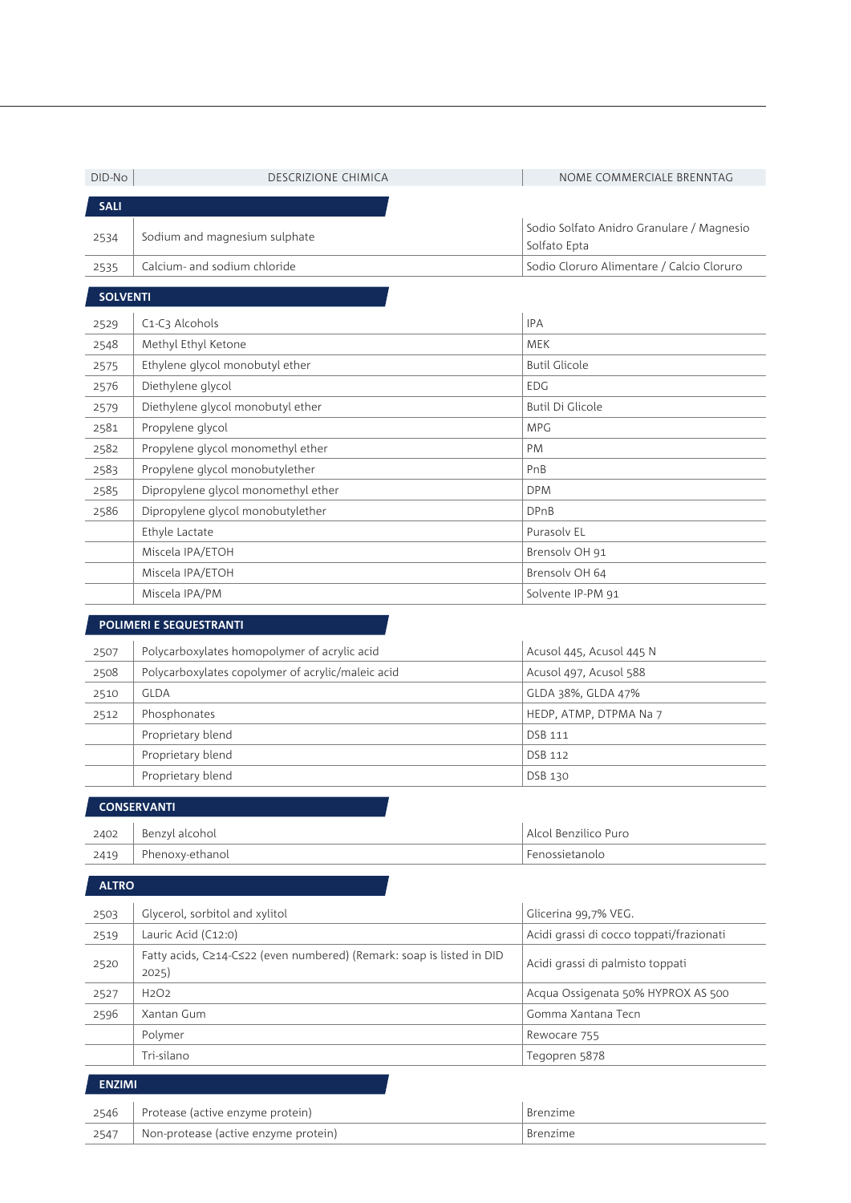| DID-No | DESCRIZIONE CHIMICA | NOME COMMERCIALE BRENNTAG |
|---|---|---|
| **SALI** | | |
| 2534 | Sodium and magnesium sulphate | Sodio Solfato Anidro Granulare / Magnesio Solfato Epta |
| 2535 | Calcium- and sodium chloride | Sodio Cloruro Alimentare / Calcio Cloruro |
| **SOLVENTI** | | |
| 2529 | C1-C3 Alcohols | IPA |
| 2548 | Methyl Ethyl Ketone | MEK |
| 2575 | Ethylene glycol monobutyl ether | Butil Glicole |
| 2576 | Diethylene glycol | EDG |
| 2579 | Diethylene glycol monobutyl ether | Butil Di Glicole |
| 2581 | Propylene glycol | MPG |
| 2582 | Propylene glycol monomethyl ether | PM |
| 2583 | Propylene glycol monobutylether | PnB |
| 2585 | Dipropylene glycol monomethyl ether | DPM |
| 2586 | Dipropylene glycol monobutylether | DPnB |
| | Ethyle Lactate | Purasolv EL |
| | Miscela IPA/ETOH | Brensolv OH 91 |
| | Miscela IPA/ETOH | Brensolv OH 64 |
| | Miscela IPA/PM | Solvente IP-PM 91 |
| **POLIMERI E SEQUESTRANTI** | | |
| 2507 | Polycarboxylates homopolymer of acrylic acid | Acusol 445, Acusol 445 N |
| 2508 | Polycarboxylates copolymer of acrylic/maleic acid | Acusol 497, Acusol 588 |
| 2510 | GLDA | GLDA 38%, GLDA 47% |
| 2512 | Phosphonates | HEDP, ATMP, DTPMA Na 7 |
| | Proprietary blend | DSB 111 |
| | Proprietary blend | DSB 112 |
| | Proprietary blend | DSB 130 |
| **CONSERVANTI** | | |
| 2402 | Benzyl alcohol | Alcol Benzilico Puro |
| 2419 | Phenoxy-ethanol | Fenossietanolo |
| **ALTRO** | | |
| 2503 | Glycerol, sorbitol and xylitol | Glicerina 99,7% VEG. |
| 2519 | Lauric Acid (C12:0) | Acidi grassi di cocco toppati/frazionati |
| 2520 | Fatty acids, C≥14-C≤22 (even numbered) (Remark: soap is listed in DID 2025) | Acidi grassi di palmisto toppati |
| 2527 | H2O2 | Acqua Ossigenata 50% HYPROX AS 500 |
| 2596 | Xantan Gum | Gomma Xantana Tecn |
| | Polymer | Rewocare 755 |
| | Tri-silano | Tegopren 5878 |
| **ENZIMI** | | |
| 2546 | Protease (active enzyme protein) | Brenzime |
| 2547 | Non-protease (active enzyme protein) | Brenzime |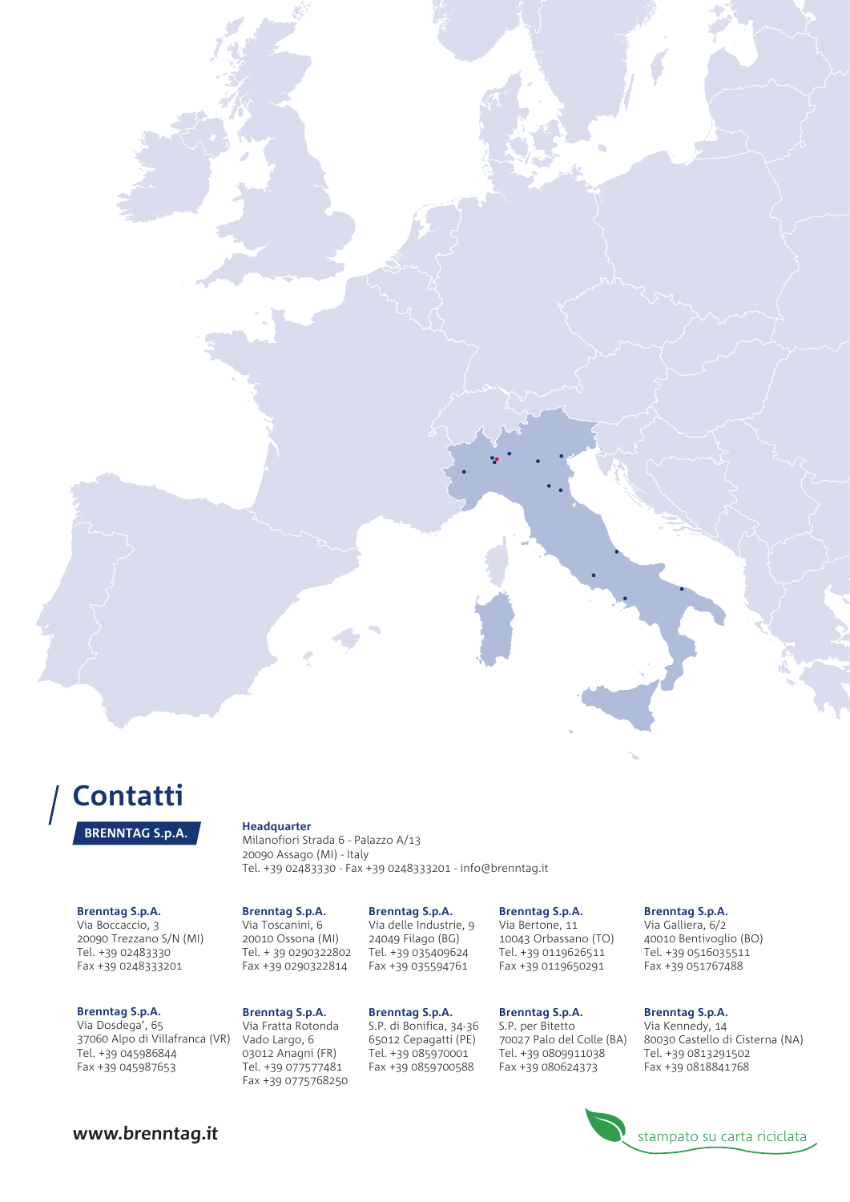# Contatti

**BRENNTAG S.p.A.**

**Headquarter**
Milanofiori Strada 6 - Palazzo A/13
20090 Assago (MI) - Italy
Tel. +39 02483330 - Fax +39 0248333201 - info@brenntag.it

**Brenntag S.p.A.**
Via Boccaccio, 3
20090 Trezzano S/N (MI)
Tel. +39 02483330
Fax +39 0248333201

**Brenntag S.p.A.**
Via Toscanini, 6
20010 Ossona (MI)
Tel. + 39 0290322802
Fax +39 0290322814

**Brenntag S.p.A.**
Via delle Industrie, 9
24049 Filago (BG)
Tel. +39 035409624
Fax +39 035594761

**Brenntag S.p.A.**
Via Bertone, 11
10043 Orbassano (TO)
Tel. +39 0119626511
Fax +39 0119650291

**Brenntag S.p.A.**
Via Galliera, 6/2
40010 Bentivoglio (BO)
Tel. +39 0516035511
Fax +39 051767488

**Brenntag S.p.A.**
Via Dosdega', 65
37060 Alpo di Villafranca (VR)
Tel. +39 045986844
Fax +39 045987653

**Brenntag S.p.A.**
Via Fratta Rotonda
Vado Largo, 6
03012 Anagni (FR)
Tel. +39 077577481
Fax +39 0775768250

**Brenntag S.p.A.**
S.P. di Bonifica, 34-36
65012 Cepagatti (PE)
Tel. +39 085970001
Fax +39 0859700588

**Brenntag S.p.A.**
S.P. per Bitetto
70027 Palo del Colle (BA)
Tel. +39 0809911038
Fax +39 080624373

**Brenntag S.p.A.**
Via Kennedy, 14
80030 Castello di Cisterna (NA)
Tel. +39 0813291502
Fax +39 0818841768

**www.brenntag.it**

stampato su carta riciclata